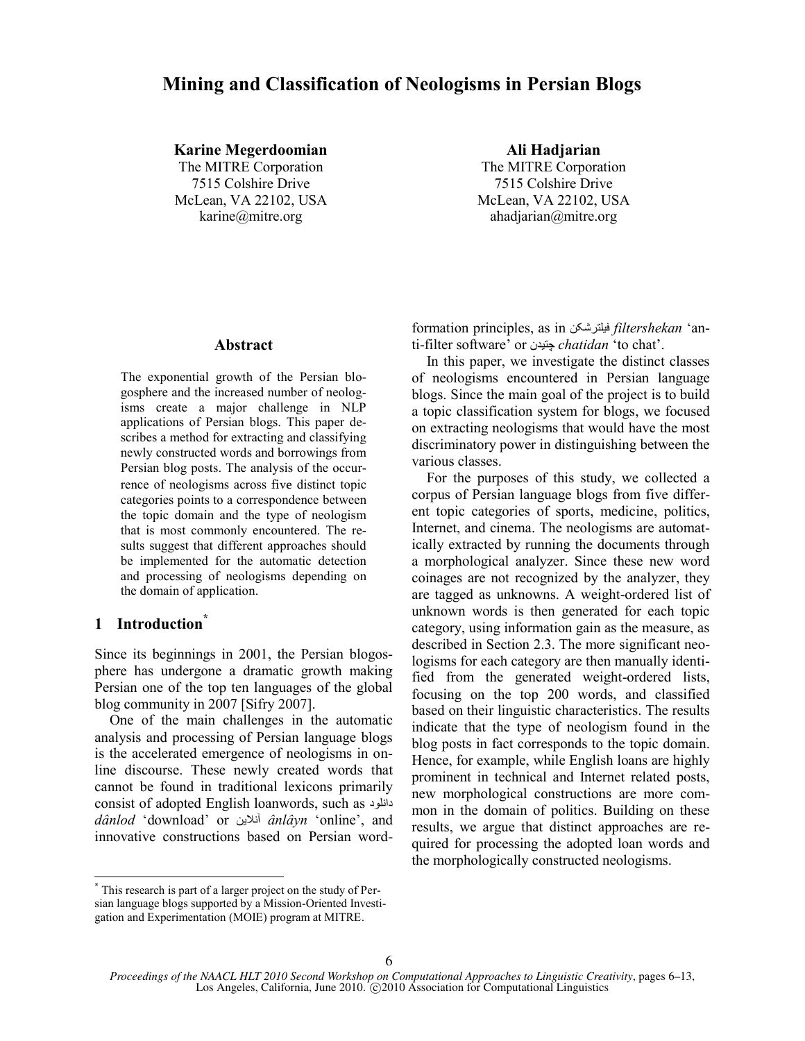# Mining and Classification of Neologisms in Persian Blogs

**Karine Megerdoomian**
The MITRE Corporation
7515 Colshire Drive
McLean, VA 22102, USA
karine@mitre.org

**Ali Hadjarian**
The MITRE Corporation
7515 Colshire Drive
McLean, VA 22102, USA
ahadjarian@mitre.org

## Abstract

The exponential growth of the Persian blogosphere and the increased number of neologisms create a major challenge in NLP applications of Persian blogs. This paper describes a method for extracting and classifying newly constructed words and borrowings from Persian blog posts. The analysis of the occurrence of neologisms across five distinct topic categories points to a correspondence between the topic domain and the type of neologism that is most commonly encountered. The results suggest that different approaches should be implemented for the automatic detection and processing of neologisms depending on the domain of application.

## 1 Introduction[*]

Since its beginnings in 2001, the Persian blogosphere has undergone a dramatic growth making Persian one of the top ten languages of the global blog community in 2007 [Sifry 2007].

One of the main challenges in the automatic analysis and processing of Persian language blogs is the accelerated emergence of neologisms in online discourse. These newly created words that cannot be found in traditional lexicons primarily consist of adopted English loanwords, such as دانلود *dânlod* 'download' or آنلاین *ânlâyn* 'online', and innovative constructions based on Persian word-formation principles, as in فیلترشکن *filtershekan* 'anti-filter software' or چتیدن *chatidan* 'to chat'.

In this paper, we investigate the distinct classes of neologisms encountered in Persian language blogs. Since the main goal of the project is to build a topic classification system for blogs, we focused on extracting neologisms that would have the most discriminatory power in distinguishing between the various classes.

For the purposes of this study, we collected a corpus of Persian language blogs from five different topic categories of sports, medicine, politics, Internet, and cinema. The neologisms are automatically extracted by running the documents through a morphological analyzer. Since these new word coinages are not recognized by the analyzer, they are tagged as unknowns. A weight-ordered list of unknown words is then generated for each topic category, using information gain as the measure, as described in Section 2.3. The more significant neologisms for each category are then manually identified from the generated weight-ordered lists, focusing on the top 200 words, and classified based on their linguistic characteristics. The results indicate that the type of neologism found in the blog posts in fact corresponds to the topic domain. Hence, for example, while English loans are highly prominent in technical and Internet related posts, new morphological constructions are more common in the domain of politics. Building on these results, we argue that distinct approaches are required for processing the adopted loan words and the morphologically constructed neologisms.

[*] This research is part of a larger project on the study of Persian language blogs supported by a Mission-Oriented Investigation and Experimentation (MOIE) program at MITRE.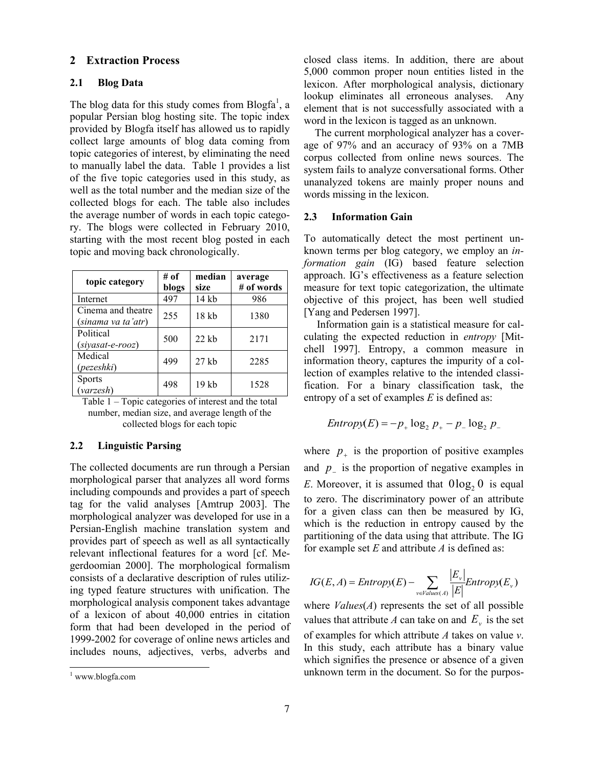## 2 Extraction Process

### 2.1 Blog Data

The blog data for this study comes from Blogfa[1], a popular Persian blog hosting site. The topic index provided by Blogfa itself has allowed us to rapidly collect large amounts of blog data coming from topic categories of interest, by eliminating the need to manually label the data. Table 1 provides a list of the five topic categories used in this study, as well as the total number and the median size of the collected blogs for each. The table also includes the average number of words in each topic category. The blogs were collected in February 2010, starting with the most recent blog posted in each topic and moving back chronologically.

| topic category | # of blogs | median size | average # of words |
|---|---|---|---|
| Internet | 497 | 14 kb | 986 |
| Cinema and theatre (*sinama va ta'atr*) | 255 | 18 kb | 1380 |
| Political (*siyasat-e-rooz*) | 500 | 22 kb | 2171 |
| Medical (*pezeshki*) | 499 | 27 kb | 2285 |
| Sports (*varzesh*) | 498 | 19 kb | 1528 |

Table 1 – Topic categories of interest and the total number, median size, and average length of the collected blogs for each topic

### 2.2 Linguistic Parsing

The collected documents are run through a Persian morphological parser that analyzes all word forms including compounds and provides a part of speech tag for the valid analyses [Amtrup 2003]. The morphological analyzer was developed for use in a Persian-English machine translation system and provides part of speech as well as all syntactically relevant inflectional features for a word [cf. Megerdoomian 2000]. The morphological formalism consists of a declarative description of rules utilizing typed feature structures with unification. The morphological analysis component takes advantage of a lexicon of about 40,000 entries in citation form that had been developed in the period of 1999-2002 for coverage of online news articles and includes nouns, adjectives, verbs, adverbs and closed class items. In addition, there are about 5,000 common proper noun entities listed in the lexicon. After morphological analysis, dictionary lookup eliminates all erroneous analyses. Any element that is not successfully associated with a word in the lexicon is tagged as an unknown.

The current morphological analyzer has a coverage of 97% and an accuracy of 93% on a 7MB corpus collected from online news sources. The system fails to analyze conversational forms. Other unanalyzed tokens are mainly proper nouns and words missing in the lexicon.

### 2.3 Information Gain

To automatically detect the most pertinent unknown terms per blog category, we employ an *information gain* (IG) based feature selection approach. IG's effectiveness as a feature selection measure for text topic categorization, the ultimate objective of this project, has been well studied [Yang and Pedersen 1997].

Information gain is a statistical measure for calculating the expected reduction in *entropy* [Mitchell 1997]. Entropy, a common measure in information theory, captures the impurity of a collection of examples relative to the intended classification. For a binary classification task, the entropy of a set of examples *E* is defined as:

$$Entropy(E) = -p_+ \log_2 p_+ - p_- \log_2 p_-$$

where $p_+$ is the proportion of positive examples and $p_-$ is the proportion of negative examples in *E*. Moreover, it is assumed that $0 \log_2 0$ is equal to zero. The discriminatory power of an attribute for a given class can then be measured by IG, which is the reduction in entropy caused by the partitioning of the data using that attribute. The IG for example set *E* and attribute *A* is defined as:

$$IG(E, A) = Entropy(E) - \sum_{v \in Values(A)} \frac{|E_v|}{|E|} Entropy(E_v)$$

where *Values*(*A*) represents the set of all possible values that attribute *A* can take on and $E_v$ is the set of examples for which attribute *A* takes on value *v*. In this study, each attribute has a binary value which signifies the presence or absence of a given unknown term in the document. So for the purpos-

[1] www.blogfa.com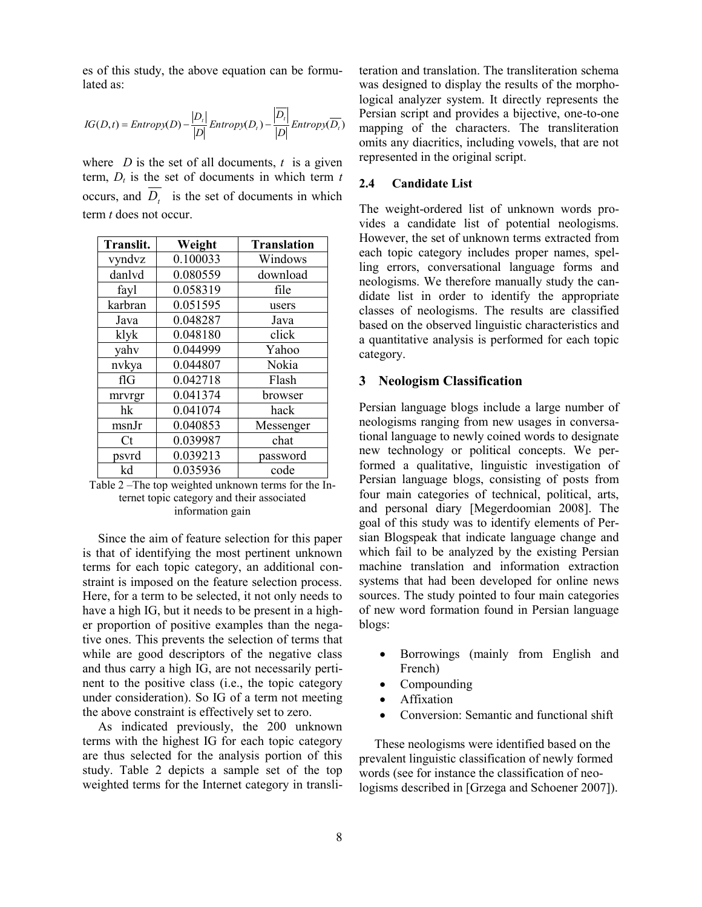es of this study, the above equation can be formulated as:

$$IG(D,t) = Entropy(D) - \frac{|D_t|}{|D|} Entropy(D_t) - \frac{|\overline{D_t}|}{|D|} Entropy(\overline{D_t})$$

where $D$ is the set of all documents, $t$ is a given term, $D_t$ is the set of documents in which term $t$ occurs, and $\overline{D_t}$ is the set of documents in which term $t$ does not occur.

| Translit. | Weight | Translation |
|---|---|---|
| vyndvz | 0.100033 | Windows |
| danlvd | 0.080559 | download |
| fayl | 0.058319 | file |
| karbran | 0.051595 | users |
| Java | 0.048287 | Java |
| klyk | 0.048180 | click |
| yahv | 0.044999 | Yahoo |
| nvkya | 0.044807 | Nokia |
| flG | 0.042718 | Flash |
| mrvrgr | 0.041374 | browser |
| hk | 0.041074 | hack |
| msnJr | 0.040853 | Messenger |
| Ct | 0.039987 | chat |
| psvrd | 0.039213 | password |
| kd | 0.035936 | code |

Table 2 –The top weighted unknown terms for the Internet topic category and their associated information gain

Since the aim of feature selection for this paper is that of identifying the most pertinent unknown terms for each topic category, an additional constraint is imposed on the feature selection process. Here, for a term to be selected, it not only needs to have a high IG, but it needs to be present in a higher proportion of positive examples than the negative ones. This prevents the selection of terms that while are good descriptors of the negative class and thus carry a high IG, are not necessarily pertinent to the positive class (i.e., the topic category under consideration). So IG of a term not meeting the above constraint is effectively set to zero.

As indicated previously, the 200 unknown terms with the highest IG for each topic category are thus selected for the analysis portion of this study. Table 2 depicts a sample set of the top weighted terms for the Internet category in transliteration and translation. The transliteration schema was designed to display the results of the morphological analyzer system. It directly represents the Persian script and provides a bijective, one-to-one mapping of the characters. The transliteration omits any diacritics, including vowels, that are not represented in the original script.

### 2.4 Candidate List

The weight-ordered list of unknown words provides a candidate list of potential neologisms. However, the set of unknown terms extracted from each topic category includes proper names, spelling errors, conversational language forms and neologisms. We therefore manually study the candidate list in order to identify the appropriate classes of neologisms. The results are classified based on the observed linguistic characteristics and a quantitative analysis is performed for each topic category.

## 3 Neologism Classification

Persian language blogs include a large number of neologisms ranging from new usages in conversational language to newly coined words to designate new technology or political concepts. We performed a qualitative, linguistic investigation of Persian language blogs, consisting of posts from four main categories of technical, political, arts, and personal diary [Megerdoomian 2008]. The goal of this study was to identify elements of Persian Blogspeak that indicate language change and which fail to be analyzed by the existing Persian machine translation and information extraction systems that had been developed for online news sources. The study pointed to four main categories of new word formation found in Persian language blogs:

- Borrowings (mainly from English and French)
- Compounding
- Affixation
- Conversion: Semantic and functional shift

These neologisms were identified based on the prevalent linguistic classification of newly formed words (see for instance the classification of neologisms described in [Grzega and Schoener 2007]).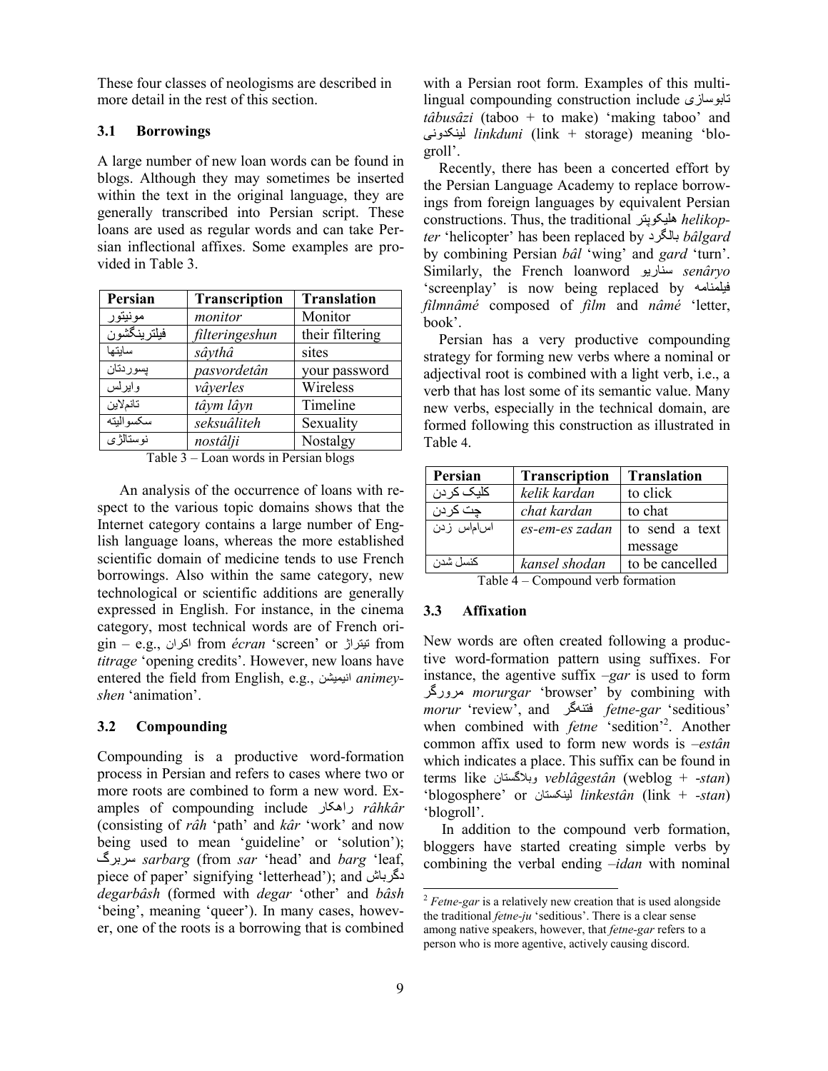These four classes of neologisms are described in more detail in the rest of this section.

### 3.1 Borrowings

A large number of new loan words can be found in blogs. Although they may sometimes be inserted within the text in the original language, they are generally transcribed into Persian script. These loans are used as regular words and can take Persian inflectional affixes. Some examples are provided in Table 3.

| Persian | Transcription | Translation |
|---|---|---|
| مونیتور | *monitor* | Monitor |
| فیلترینگشون | *filteringeshun* | their filtering |
| سایتها | *sâythâ* | sites |
| پسوردتان | *pasvordetân* | your password |
| وایرلس | *vâyerles* | Wireless |
| تایم‌لاین | *tâym lâyn* | Timeline |
| سکسوالیته | *seksuâliteh* | Sexuality |
| نوستالژی | *nostâlji* | Nostalgy |

Table 3 – Loan words in Persian blogs

An analysis of the occurrence of loans with respect to the various topic domains shows that the Internet category contains a large number of English language loans, whereas the more established scientific domain of medicine tends to use French borrowings. Also within the same category, new technological or scientific additions are generally expressed in English. For instance, in the cinema category, most technical words are of French origin – e.g., اکران from *écran* 'screen' or تیتراژ from *titrage* 'opening credits'. However, new loans have entered the field from English, e.g., انیمیشن *animeyshen* 'animation'.

### 3.2 Compounding

Compounding is a productive word-formation process in Persian and refers to cases where two or more roots are combined to form a new word. Examples of compounding include راهکار *râhkâr* (consisting of *râh* 'path' and *kâr* 'work' and now being used to mean 'guideline' or 'solution'); سربرگ *sarbarg* (from *sar* 'head' and *barg* 'leaf, piece of paper' signifying 'letterhead'); and دگرباش *degarbâsh* (formed with *degar* 'other' and *bâsh* 'being', meaning 'queer'). In many cases, however, one of the roots is a borrowing that is combined with a Persian root form. Examples of this multilingual compounding construction include تابوسازی *tâbusâzi* (taboo + to make) 'making taboo' and لینکدونی *linkduni* (link + storage) meaning 'blogroll'.

Recently, there has been a concerted effort by the Persian Language Academy to replace borrowings from foreign languages by equivalent Persian constructions. Thus, the traditional هلیکوپتر *helikopter* 'helicopter' has been replaced by بالگرد *bâlgard* by combining Persian *bâl* 'wing' and *gard* 'turn'. Similarly, the French loanword سناریو *senâryo* 'screenplay' is now being replaced by فیلمنامه *filmnâmé* composed of *film* and *nâmé* 'letter, book'.

Persian has a very productive compounding strategy for forming new verbs where a nominal or adjectival root is combined with a light verb, i.e., a verb that has lost some of its semantic value. Many new verbs, especially in the technical domain, are formed following this construction as illustrated in Table 4.

| Persian | Transcription | Translation |
|---|---|---|
| کلیک کردن | *kelik kardan* | to click |
| چت کردن | *chat kardan* | to chat |
| اس‌ام‌اس زدن | *es-em-es zadan* | to send a text message |
| کنسل شدن | *kansel shodan* | to be cancelled |

Table 4 – Compound verb formation

### 3.3 Affixation

New words are often created following a productive word-formation pattern using suffixes. For instance, the agentive suffix *–gar* is used to form مرورگر *morurgar* 'browser' by combining with *morur* 'review', and فتنه‌گر *fetne-gar* 'seditious' when combined with *fetne* 'sedition'[2]. Another common affix used to form new words is *–estân* which indicates a place. This suffix can be found in terms like وبلاگستان *veblâgestân* (weblog + *-stan*) 'blogosphere' or لینکستان *linkestân* (link + *-stan*) 'blogroll'.

In addition to the compound verb formation, bloggers have started creating simple verbs by combining the verbal ending *–idan* with nominal

[2] *Fetne-gar* is a relatively new creation that is used alongside the traditional *fetne-ju* 'seditious'. There is a clear sense among native speakers, however, that *fetne-gar* refers to a person who is more agentive, actively causing discord.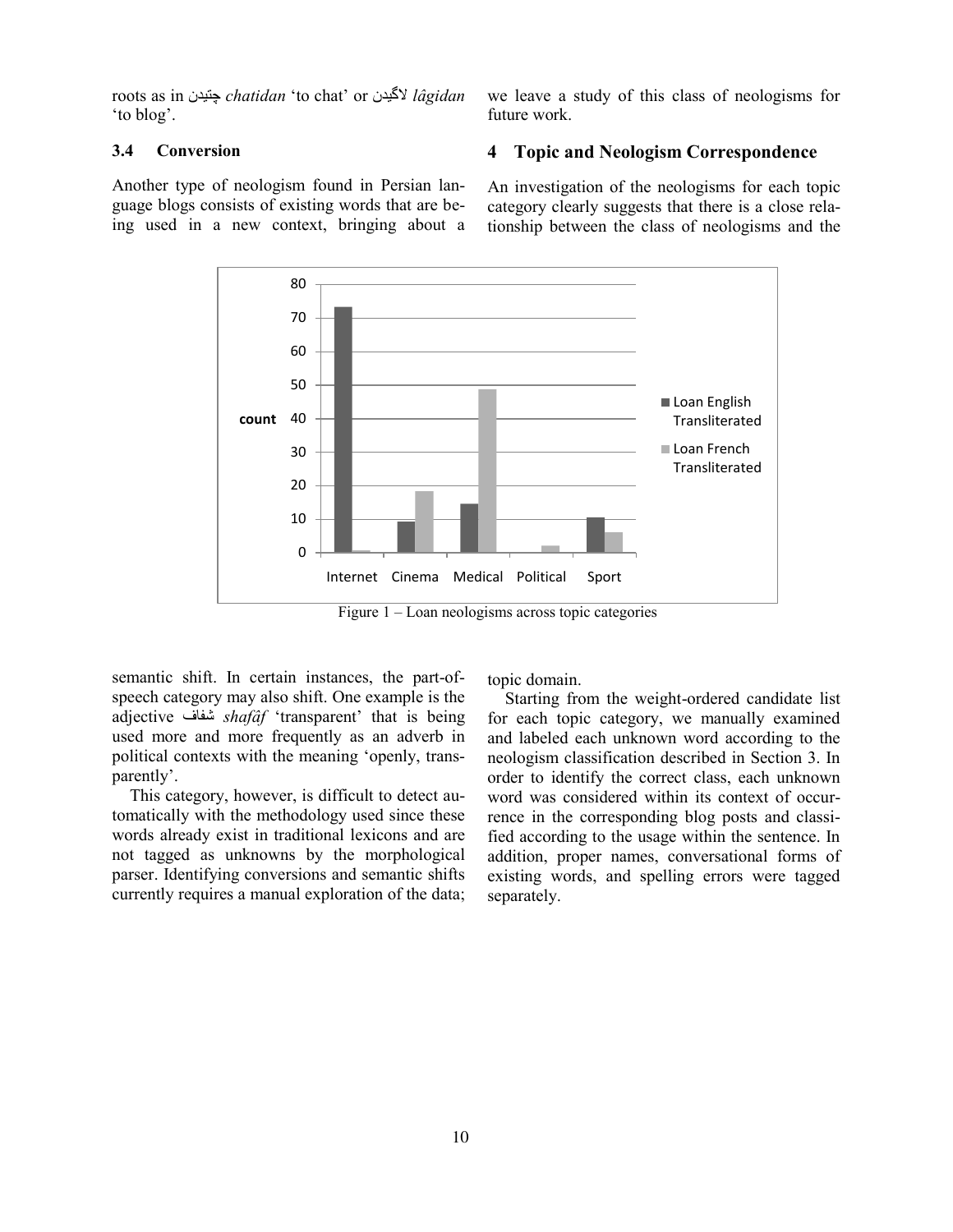roots as in چتیدن *chatidan* 'to chat' or لاگیدن *lâgidan* 'to blog'.

### 3.4 Conversion

Another type of neologism found in Persian language blogs consists of existing words that are being used in a new context, bringing about a semantic shift. In certain instances, the part-of-speech category may also shift. One example is the adjective شفاف *shafâf* 'transparent' that is being used more and more frequently as an adverb in political contexts with the meaning 'openly, transparently'.

This category, however, is difficult to detect automatically with the methodology used since these words already exist in traditional lexicons and are not tagged as unknowns by the morphological parser. Identifying conversions and semantic shifts currently requires a manual exploration of the data; we leave a study of this class of neologisms for future work.

## 4 Topic and Neologism Correspondence

An investigation of the neologisms for each topic category clearly suggests that there is a close relationship between the class of neologisms and the topic domain.

Figure 1 – Loan neologisms across topic categories

Starting from the weight-ordered candidate list for each topic category, we manually examined and labeled each unknown word according to the neologism classification described in Section 3. In order to identify the correct class, each unknown word was considered within its context of occurrence in the corresponding blog posts and classified according to the usage within the sentence. In addition, proper names, conversational forms of existing words, and spelling errors were tagged separately.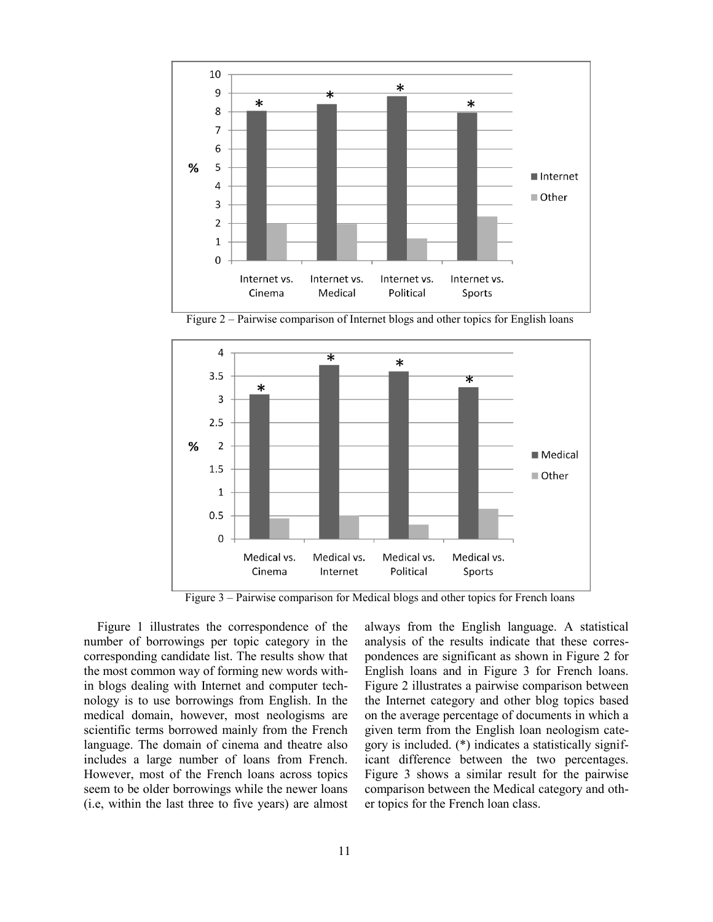Figure 2 – Pairwise comparison of Internet blogs and other topics for English loans

Figure 3 – Pairwise comparison for Medical blogs and other topics for French loans

Figure 1 illustrates the correspondence of the number of borrowings per topic category in the corresponding candidate list. The results show that the most common way of forming new words within blogs dealing with Internet and computer technology is to use borrowings from English. In the medical domain, however, most neologisms are scientific terms borrowed mainly from the French language. The domain of cinema and theatre also includes a large number of loans from French. However, most of the French loans across topics seem to be older borrowings while the newer loans (i.e, within the last three to five years) are almost always from the English language. A statistical analysis of the results indicate that these correspondences are significant as shown in Figure 2 for English loans and in Figure 3 for French loans. Figure 2 illustrates a pairwise comparison between the Internet category and other blog topics based on the average percentage of documents in which a given term from the English loan neologism category is included. (*) indicates a statistically significant difference between the two percentages. Figure 3 shows a similar result for the pairwise comparison between the Medical category and other topics for the French loan class.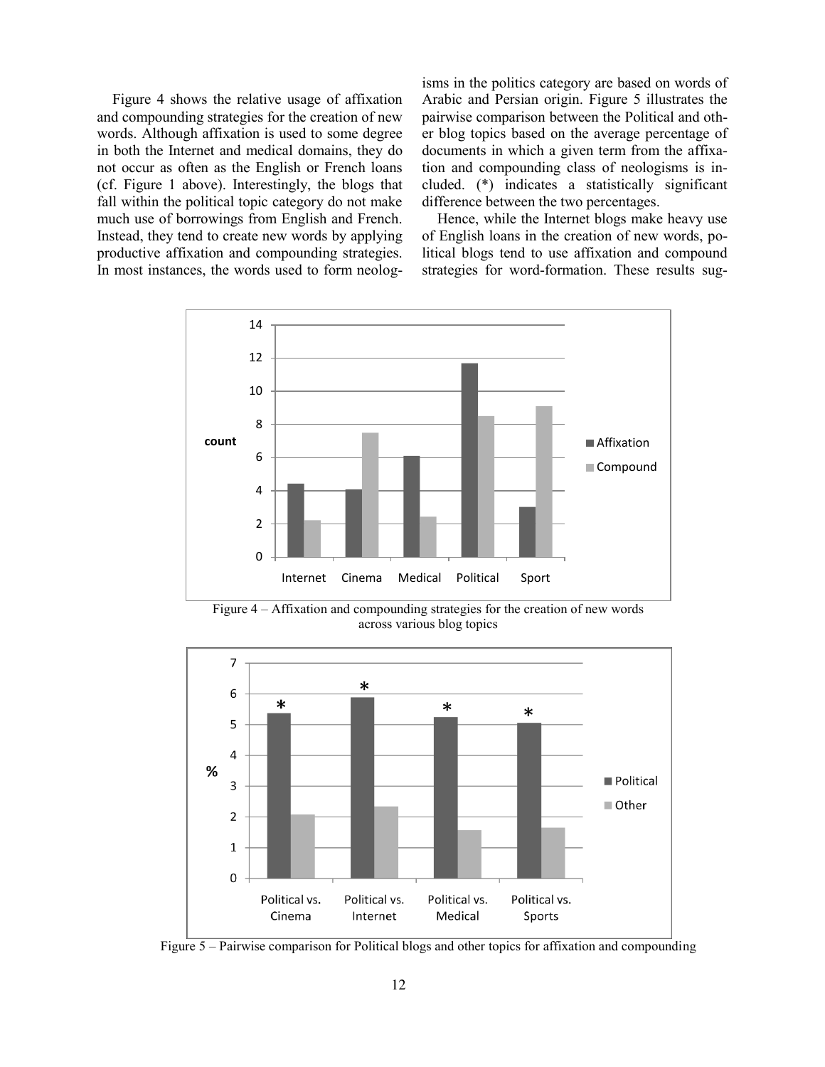Figure 4 shows the relative usage of affixation and compounding strategies for the creation of new words. Although affixation is used to some degree in both the Internet and medical domains, they do not occur as often as the English or French loans (cf. Figure 1 above). Interestingly, the blogs that fall within the political topic category do not make much use of borrowings from English and French. Instead, they tend to create new words by applying productive affixation and compounding strategies. In most instances, the words used to form neologisms in the politics category are based on words of Arabic and Persian origin. Figure 5 illustrates the pairwise comparison between the Political and other blog topics based on the average percentage of documents in which a given term from the affixation and compounding class of neologisms is included. (*) indicates a statistically significant difference between the two percentages.

Hence, while the Internet blogs make heavy use of English loans in the creation of new words, political blogs tend to use affixation and compound strategies for word-formation. These results sug-

Figure 4 – Affixation and compounding strategies for the creation of new words across various blog topics

Figure 5 – Pairwise comparison for Political blogs and other topics for affixation and compounding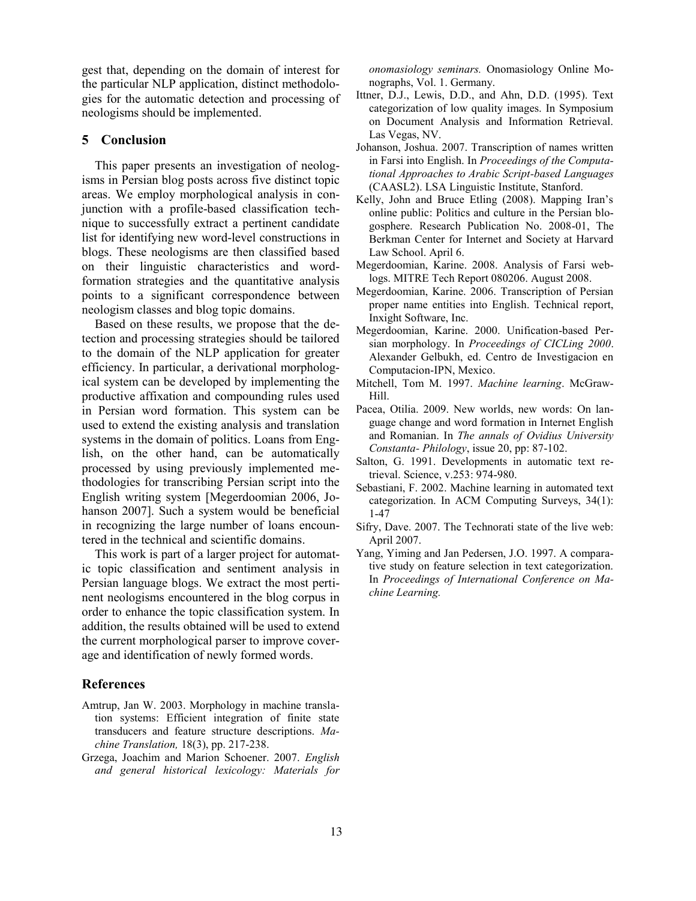gest that, depending on the domain of interest for the particular NLP application, distinct methodologies for the automatic detection and processing of neologisms should be implemented.

## 5 Conclusion

This paper presents an investigation of neologisms in Persian blog posts across five distinct topic areas. We employ morphological analysis in conjunction with a profile-based classification technique to successfully extract a pertinent candidate list for identifying new word-level constructions in blogs. These neologisms are then classified based on their linguistic characteristics and word-formation strategies and the quantitative analysis points to a significant correspondence between neologism classes and blog topic domains.

Based on these results, we propose that the detection and processing strategies should be tailored to the domain of the NLP application for greater efficiency. In particular, a derivational morphological system can be developed by implementing the productive affixation and compounding rules used in Persian word formation. This system can be used to extend the existing analysis and translation systems in the domain of politics. Loans from English, on the other hand, can be automatically processed by using previously implemented methodologies for transcribing Persian script into the English writing system [Megerdoomian 2006, Johanson 2007]. Such a system would be beneficial in recognizing the large number of loans encountered in the technical and scientific domains.

This work is part of a larger project for automatic topic classification and sentiment analysis in Persian language blogs. We extract the most pertinent neologisms encountered in the blog corpus in order to enhance the topic classification system. In addition, the results obtained will be used to extend the current morphological parser to improve coverage and identification of newly formed words.

## References

Amtrup, Jan W. 2003. Morphology in machine translation systems: Efficient integration of finite state transducers and feature structure descriptions. *Machine Translation,* 18(3), pp. 217-238.

Grzega, Joachim and Marion Schoener. 2007. *English and general historical lexicology: Materials for onomasiology seminars.* Onomasiology Online Monographs, Vol. 1. Germany.

Ittner, D.J., Lewis, D.D., and Ahn, D.D. (1995). Text categorization of low quality images. In Symposium on Document Analysis and Information Retrieval. Las Vegas, NV.

Johanson, Joshua. 2007. Transcription of names written in Farsi into English. In *Proceedings of the Computational Approaches to Arabic Script-based Languages* (CAASL2). LSA Linguistic Institute, Stanford.

Kelly, John and Bruce Etling (2008). Mapping Iran's online public: Politics and culture in the Persian blogosphere. Research Publication No. 2008-01, The Berkman Center for Internet and Society at Harvard Law School. April 6.

Megerdoomian, Karine. 2008. Analysis of Farsi weblogs. MITRE Tech Report 080206. August 2008.

Megerdoomian, Karine. 2006. Transcription of Persian proper name entities into English. Technical report, Inxight Software, Inc.

Megerdoomian, Karine. 2000. Unification-based Persian morphology. In *Proceedings of CICLing 2000*. Alexander Gelbukh, ed. Centro de Investigacion en Computacion-IPN, Mexico.

Mitchell, Tom M. 1997. *Machine learning*. McGraw-Hill.

Pacea, Otilia. 2009. New worlds, new words: On language change and word formation in Internet English and Romanian. In *The annals of Ovidius University Constanta- Philology*, issue 20, pp: 87-102.

Salton, G. 1991. Developments in automatic text retrieval. Science, v.253: 974-980.

Sebastiani, F. 2002. Machine learning in automated text categorization. In ACM Computing Surveys, 34(1): 1-47

Sifry, Dave. 2007. The Technorati state of the live web: April 2007.

Yang, Yiming and Jan Pedersen, J.O. 1997. A comparative study on feature selection in text categorization. In *Proceedings of International Conference on Machine Learning.*